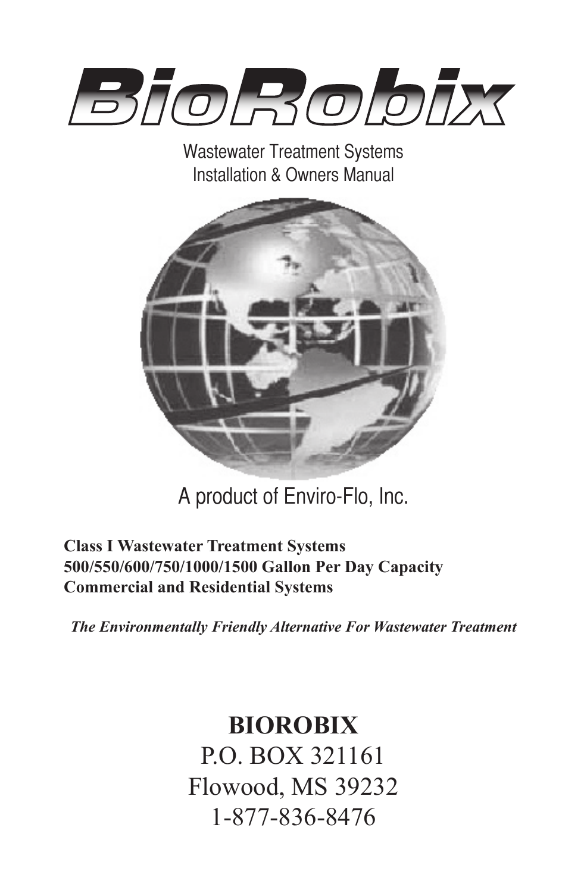# BioRobix

Wastewater Treatment Systems
Installation & Owners Manual

A product of Enviro-Flo, Inc.

**Class I Wastewater Treatment Systems**
**500/550/600/750/1000/1500 Gallon Per Day Capacity**
**Commercial and Residential Systems**

***The Environmentally Friendly Alternative For Wastewater Treatment***

**BIOROBIX**
P.O. BOX 321161
Flowood, MS 39232
1-877-836-8476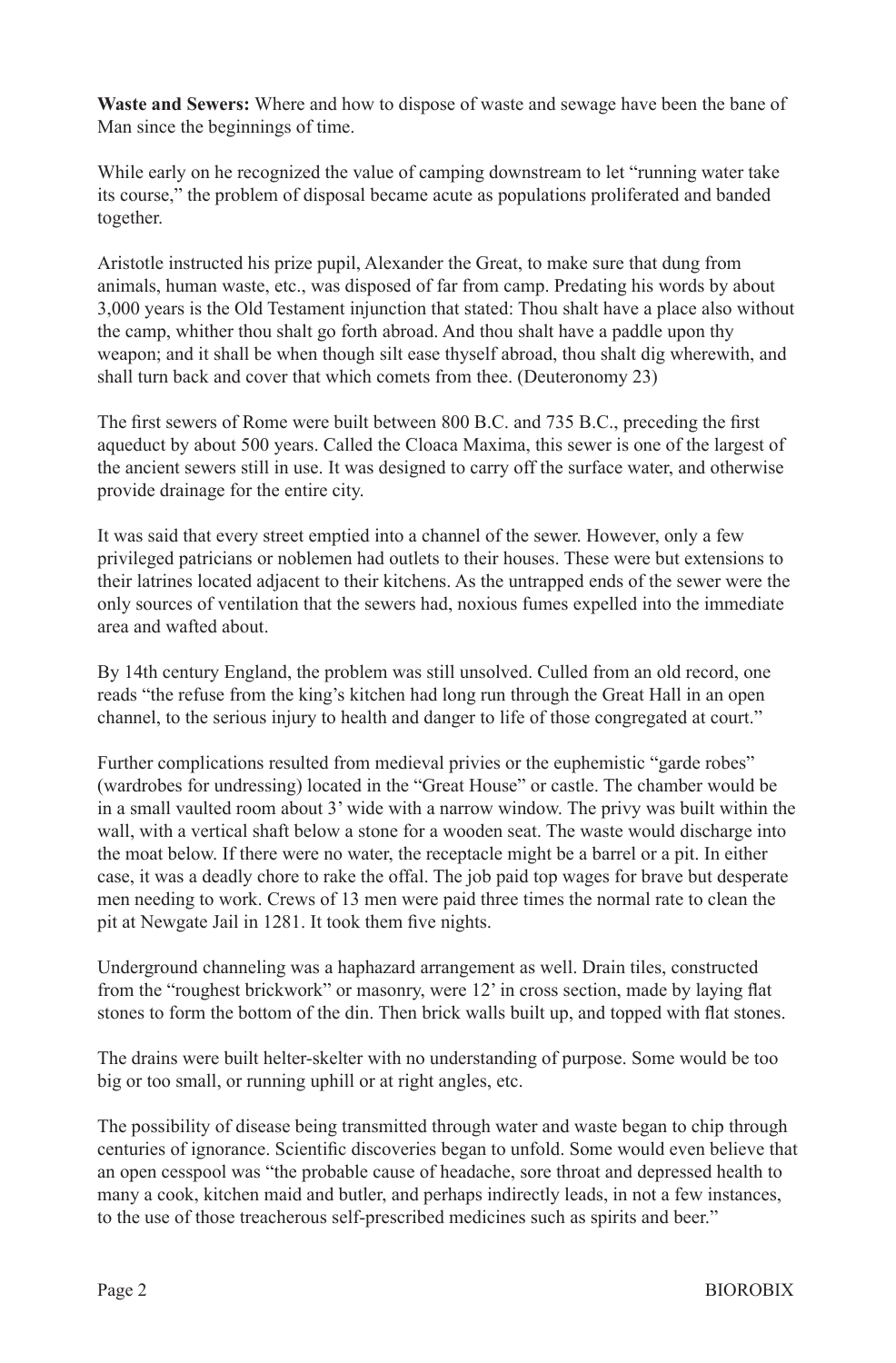**Waste and Sewers:** Where and how to dispose of waste and sewage have been the bane of Man since the beginnings of time.

While early on he recognized the value of camping downstream to let "running water take its course," the problem of disposal became acute as populations proliferated and banded together.

Aristotle instructed his prize pupil, Alexander the Great, to make sure that dung from animals, human waste, etc., was disposed of far from camp. Predating his words by about 3,000 years is the Old Testament injunction that stated: Thou shalt have a place also without the camp, whither thou shalt go forth abroad. And thou shalt have a paddle upon thy weapon; and it shall be when though silt ease thyself abroad, thou shalt dig wherewith, and shall turn back and cover that which comets from thee. (Deuteronomy 23)

The first sewers of Rome were built between 800 B.C. and 735 B.C., preceding the first aqueduct by about 500 years. Called the Cloaca Maxima, this sewer is one of the largest of the ancient sewers still in use. It was designed to carry off the surface water, and otherwise provide drainage for the entire city.

It was said that every street emptied into a channel of the sewer. However, only a few privileged patricians or noblemen had outlets to their houses. These were but extensions to their latrines located adjacent to their kitchens. As the untrapped ends of the sewer were the only sources of ventilation that the sewers had, noxious fumes expelled into the immediate area and wafted about.

By 14th century England, the problem was still unsolved. Culled from an old record, one reads "the refuse from the king's kitchen had long run through the Great Hall in an open channel, to the serious injury to health and danger to life of those congregated at court."

Further complications resulted from medieval privies or the euphemistic "garde robes" (wardrobes for undressing) located in the "Great House" or castle. The chamber would be in a small vaulted room about 3' wide with a narrow window. The privy was built within the wall, with a vertical shaft below a stone for a wooden seat. The waste would discharge into the moat below. If there were no water, the receptacle might be a barrel or a pit. In either case, it was a deadly chore to rake the offal. The job paid top wages for brave but desperate men needing to work. Crews of 13 men were paid three times the normal rate to clean the pit at Newgate Jail in 1281. It took them five nights.

Underground channeling was a haphazard arrangement as well. Drain tiles, constructed from the "roughest brickwork" or masonry, were 12' in cross section, made by laying flat stones to form the bottom of the din. Then brick walls built up, and topped with flat stones.

The drains were built helter-skelter with no understanding of purpose. Some would be too big or too small, or running uphill or at right angles, etc.

The possibility of disease being transmitted through water and waste began to chip through centuries of ignorance. Scientific discoveries began to unfold. Some would even believe that an open cesspool was "the probable cause of headache, sore throat and depressed health to many a cook, kitchen maid and butler, and perhaps indirectly leads, in not a few instances, to the use of those treacherous self-prescribed medicines such as spirits and beer."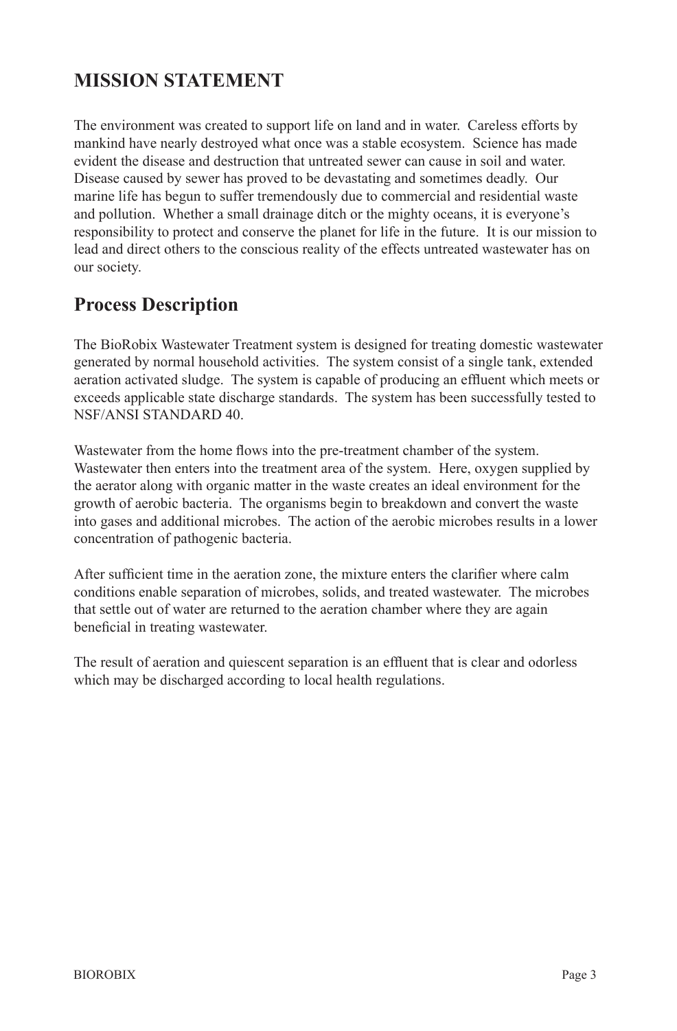## MISSION STATEMENT

The environment was created to support life on land and in water. Careless efforts by mankind have nearly destroyed what once was a stable ecosystem. Science has made evident the disease and destruction that untreated sewer can cause in soil and water. Disease caused by sewer has proved to be devastating and sometimes deadly. Our marine life has begun to suffer tremendously due to commercial and residential waste and pollution. Whether a small drainage ditch or the mighty oceans, it is everyone's responsibility to protect and conserve the planet for life in the future. It is our mission to lead and direct others to the conscious reality of the effects untreated wastewater has on our society.

## Process Description

The BioRobix Wastewater Treatment system is designed for treating domestic wastewater generated by normal household activities. The system consist of a single tank, extended aeration activated sludge. The system is capable of producing an effluent which meets or exceeds applicable state discharge standards. The system has been successfully tested to NSF/ANSI STANDARD 40.

Wastewater from the home flows into the pre-treatment chamber of the system. Wastewater then enters into the treatment area of the system. Here, oxygen supplied by the aerator along with organic matter in the waste creates an ideal environment for the growth of aerobic bacteria. The organisms begin to breakdown and convert the waste into gases and additional microbes. The action of the aerobic microbes results in a lower concentration of pathogenic bacteria.

After sufficient time in the aeration zone, the mixture enters the clarifier where calm conditions enable separation of microbes, solids, and treated wastewater. The microbes that settle out of water are returned to the aeration chamber where they are again beneficial in treating wastewater.

The result of aeration and quiescent separation is an effluent that is clear and odorless which may be discharged according to local health regulations.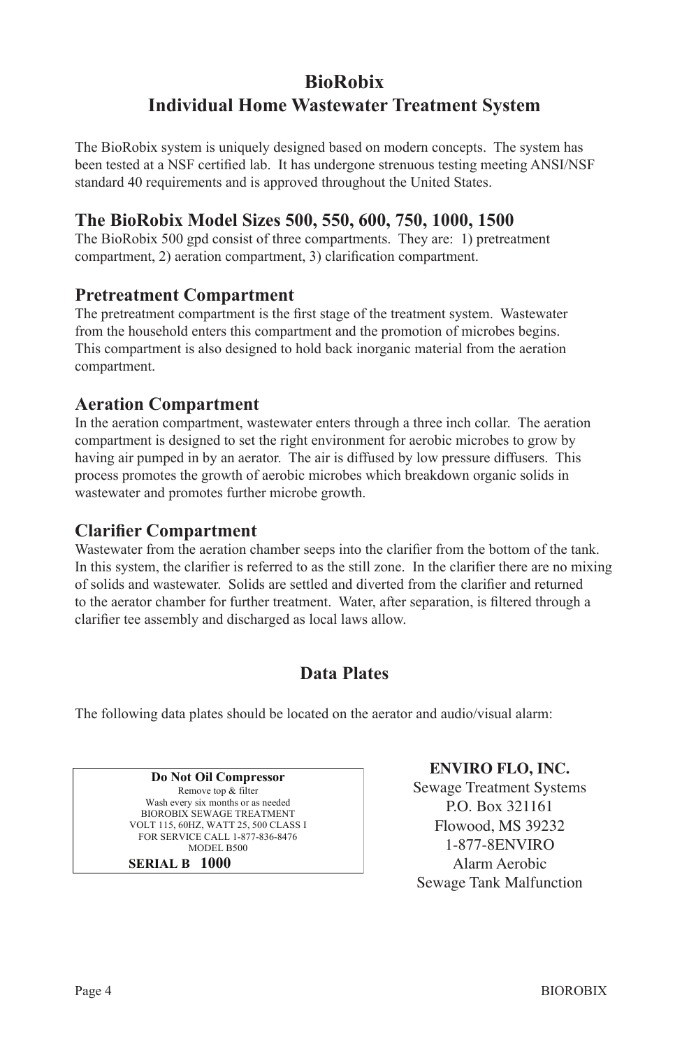# BioRobix
# Individual Home Wastewater Treatment System

The BioRobix system is uniquely designed based on modern concepts. The system has been tested at a NSF certified lab. It has undergone strenuous testing meeting ANSI/NSF standard 40 requirements and is approved throughout the United States.

## The BioRobix Model Sizes 500, 550, 600, 750, 1000, 1500

The BioRobix 500 gpd consist of three compartments. They are: 1) pretreatment compartment, 2) aeration compartment, 3) clarification compartment.

## Pretreatment Compartment

The pretreatment compartment is the first stage of the treatment system. Wastewater from the household enters this compartment and the promotion of microbes begins. This compartment is also designed to hold back inorganic material from the aeration compartment.

## Aeration Compartment

In the aeration compartment, wastewater enters through a three inch collar. The aeration compartment is designed to set the right environment for aerobic microbes to grow by having air pumped in by an aerator. The air is diffused by low pressure diffusers. This process promotes the growth of aerobic microbes which breakdown organic solids in wastewater and promotes further microbe growth.

## Clarifier Compartment

Wastewater from the aeration chamber seeps into the clarifier from the bottom of the tank. In this system, the clarifier is referred to as the still zone. In the clarifier there are no mixing of solids and wastewater. Solids are settled and diverted from the clarifier and returned to the aerator chamber for further treatment. Water, after separation, is filtered through a clarifier tee assembly and discharged as local laws allow.

## Data Plates

The following data plates should be located on the aerator and audio/visual alarm:

**Do Not Oil Compressor**
Remove top & filter
Wash every six months or as needed
BIOROBIX SEWAGE TREATMENT
VOLT 115, 60HZ, WATT 25, 500 CLASS I
FOR SERVICE CALL 1-877-836-8476
MODEL B500
**SERIAL B 1000**

**ENVIRO FLO, INC.**
Sewage Treatment Systems
P.O. Box 321161
Flowood, MS 39232
1-877-8ENVIRO
Alarm Aerobic
Sewage Tank Malfunction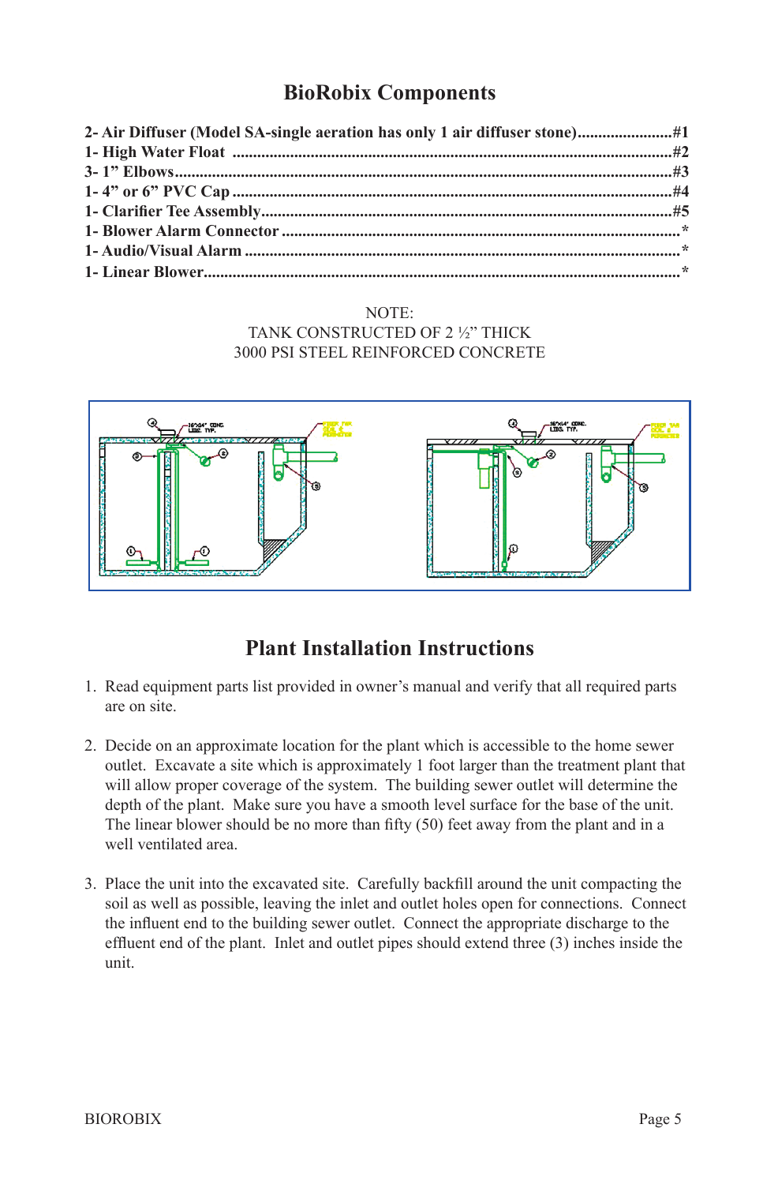## BioRobix Components

**2- Air Diffuser (Model SA-single aeration has only 1 air diffuser stone).......................#1**
**1- High Water Float ...........................................................................................................#2**
**3- 1” Elbows.........................................................................................................................#3**
**1- 4” or 6” PVC Cap ..........................................................................................................#4**
**1- Clarifier Tee Assembly...................................................................................................#5**
**1- Blower Alarm Connector ................................................................................................ ***
**1- Audio/Visual Alarm ........................................................................................................ ***
**1- Linear Blower................................................................................................................... ***

NOTE:
TANK CONSTRUCTED OF 2 ½” THICK
3000 PSI STEEL REINFORCED CONCRETE

## Plant Installation Instructions

1. Read equipment parts list provided in owner’s manual and verify that all required parts are on site.

2. Decide on an approximate location for the plant which is accessible to the home sewer outlet. Excavate a site which is approximately 1 foot larger than the treatment plant that will allow proper coverage of the system. The building sewer outlet will determine the depth of the plant. Make sure you have a smooth level surface for the base of the unit. The linear blower should be no more than fifty (50) feet away from the plant and in a well ventilated area.

3. Place the unit into the excavated site. Carefully backfill around the unit compacting the soil as well as possible, leaving the inlet and outlet holes open for connections. Connect the influent end to the building sewer outlet. Connect the appropriate discharge to the effluent end of the plant. Inlet and outlet pipes should extend three (3) inches inside the unit.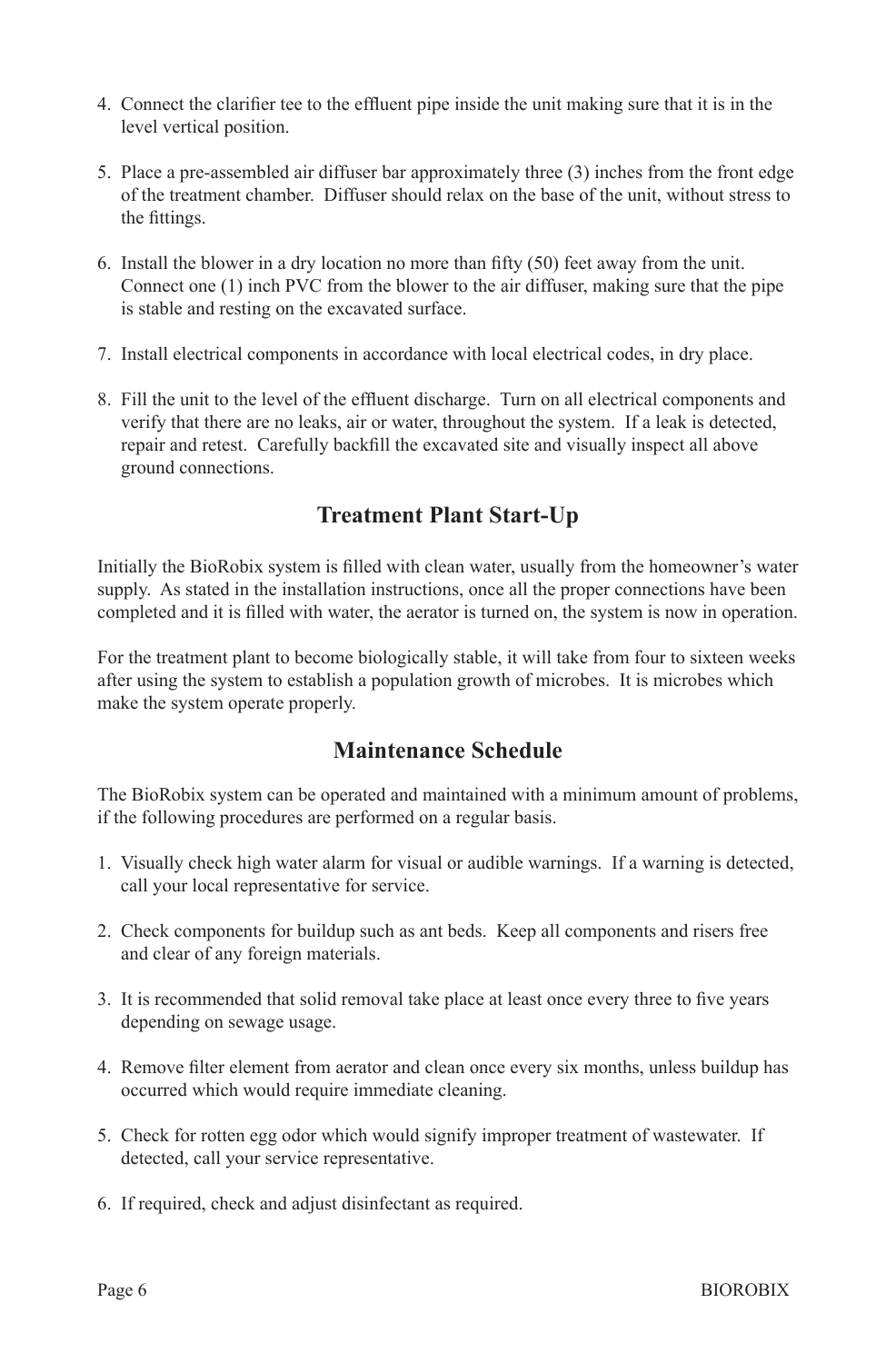4. Connect the clarifier tee to the effluent pipe inside the unit making sure that it is in the level vertical position.

5. Place a pre-assembled air diffuser bar approximately three (3) inches from the front edge of the treatment chamber. Diffuser should relax on the base of the unit, without stress to the fittings.

6. Install the blower in a dry location no more than fifty (50) feet away from the unit. Connect one (1) inch PVC from the blower to the air diffuser, making sure that the pipe is stable and resting on the excavated surface.

7. Install electrical components in accordance with local electrical codes, in dry place.

8. Fill the unit to the level of the effluent discharge. Turn on all electrical components and verify that there are no leaks, air or water, throughout the system. If a leak is detected, repair and retest. Carefully backfill the excavated site and visually inspect all above ground connections.

## Treatment Plant Start-Up

Initially the BioRobix system is filled with clean water, usually from the homeowner's water supply. As stated in the installation instructions, once all the proper connections have been completed and it is filled with water, the aerator is turned on, the system is now in operation.

For the treatment plant to become biologically stable, it will take from four to sixteen weeks after using the system to establish a population growth of microbes. It is microbes which make the system operate properly.

## Maintenance Schedule

The BioRobix system can be operated and maintained with a minimum amount of problems, if the following procedures are performed on a regular basis.

1. Visually check high water alarm for visual or audible warnings. If a warning is detected, call your local representative for service.

2. Check components for buildup such as ant beds. Keep all components and risers free and clear of any foreign materials.

3. It is recommended that solid removal take place at least once every three to five years depending on sewage usage.

4. Remove filter element from aerator and clean once every six months, unless buildup has occurred which would require immediate cleaning.

5. Check for rotten egg odor which would signify improper treatment of wastewater. If detected, call your service representative.

6. If required, check and adjust disinfectant as required.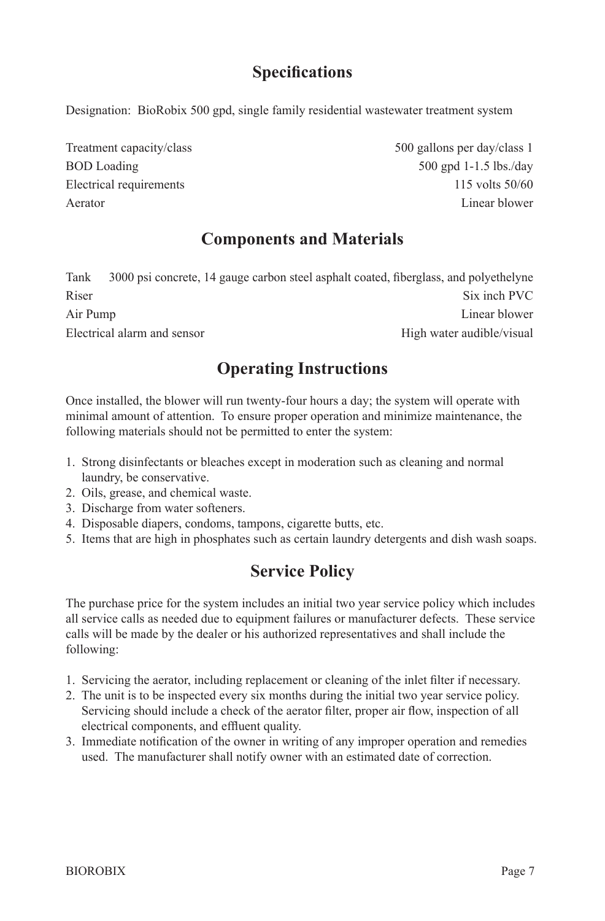## Specifications

Designation: BioRobix 500 gpd, single family residential wastewater treatment system

| | |
|---|---|
| Treatment capacity/class | 500 gallons per day/class 1 |
| BOD Loading | 500 gpd 1-1.5 lbs./day |
| Electrical requirements | 115 volts 50/60 |
| Aerator | Linear blower |

## Components and Materials

| | |
|---|---|
| Tank | 3000 psi concrete, 14 gauge carbon steel asphalt coated, fiberglass, and polyethelyne |
| Riser | Six inch PVC |
| Air Pump | Linear blower |
| Electrical alarm and sensor | High water audible/visual |

## Operating Instructions

Once installed, the blower will run twenty-four hours a day; the system will operate with minimal amount of attention. To ensure proper operation and minimize maintenance, the following materials should not be permitted to enter the system:

1. Strong disinfectants or bleaches except in moderation such as cleaning and normal laundry, be conservative.
2. Oils, grease, and chemical waste.
3. Discharge from water softeners.
4. Disposable diapers, condoms, tampons, cigarette butts, etc.
5. Items that are high in phosphates such as certain laundry detergents and dish wash soaps.

## Service Policy

The purchase price for the system includes an initial two year service policy which includes all service calls as needed due to equipment failures or manufacturer defects. These service calls will be made by the dealer or his authorized representatives and shall include the following:

1. Servicing the aerator, including replacement or cleaning of the inlet filter if necessary.
2. The unit is to be inspected every six months during the initial two year service policy. Servicing should include a check of the aerator filter, proper air flow, inspection of all electrical components, and effluent quality.
3. Immediate notification of the owner in writing of any improper operation and remedies used. The manufacturer shall notify owner with an estimated date of correction.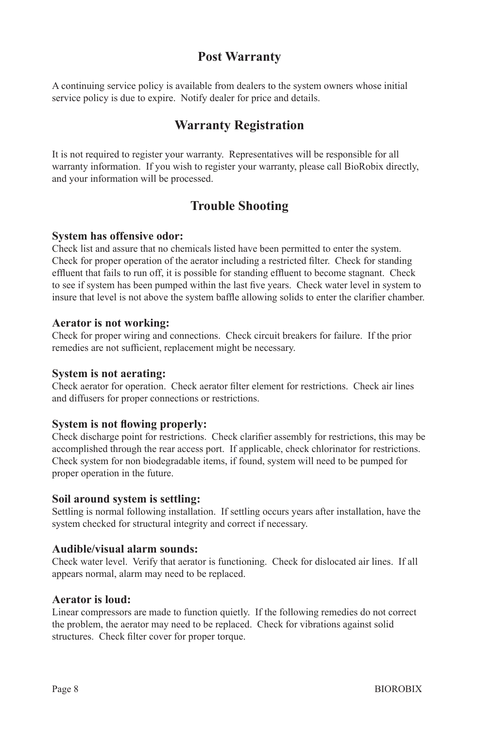## Post Warranty

A continuing service policy is available from dealers to the system owners whose initial service policy is due to expire. Notify dealer for price and details.

## Warranty Registration

It is not required to register your warranty. Representatives will be responsible for all warranty information. If you wish to register your warranty, please call BioRobix directly, and your information will be processed.

## Trouble Shooting

**System has offensive odor:**
Check list and assure that no chemicals listed have been permitted to enter the system. Check for proper operation of the aerator including a restricted filter. Check for standing effluent that fails to run off, it is possible for standing effluent to become stagnant. Check to see if system has been pumped within the last five years. Check water level in system to insure that level is not above the system baffle allowing solids to enter the clarifier chamber.

**Aerator is not working:**
Check for proper wiring and connections. Check circuit breakers for failure. If the prior remedies are not sufficient, replacement might be necessary.

**System is not aerating:**
Check aerator for operation. Check aerator filter element for restrictions. Check air lines and diffusers for proper connections or restrictions.

**System is not flowing properly:**
Check discharge point for restrictions. Check clarifier assembly for restrictions, this may be accomplished through the rear access port. If applicable, check chlorinator for restrictions. Check system for non biodegradable items, if found, system will need to be pumped for proper operation in the future.

**Soil around system is settling:**
Settling is normal following installation. If settling occurs years after installation, have the system checked for structural integrity and correct if necessary.

**Audible/visual alarm sounds:**
Check water level. Verify that aerator is functioning. Check for dislocated air lines. If all appears normal, alarm may need to be replaced.

**Aerator is loud:**
Linear compressors are made to function quietly. If the following remedies do not correct the problem, the aerator may need to be replaced. Check for vibrations against solid structures. Check filter cover for proper torque.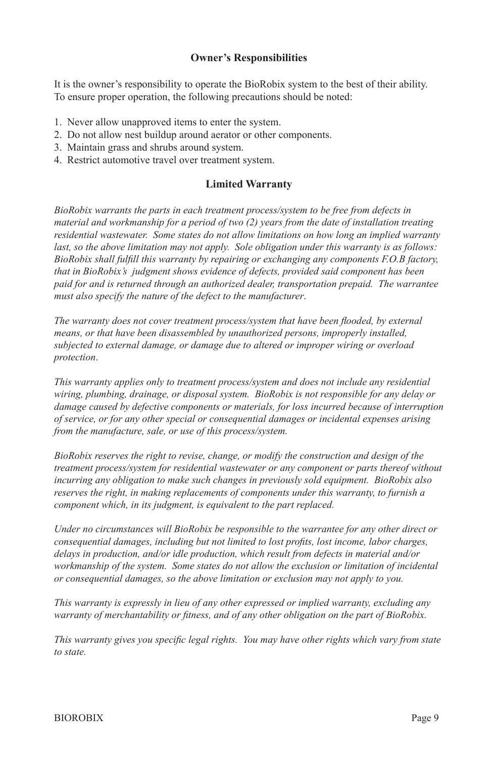## Owner's Responsibilities

It is the owner's responsibility to operate the BioRobix system to the best of their ability. To ensure proper operation, the following precautions should be noted:

1. Never allow unapproved items to enter the system.
2. Do not allow nest buildup around aerator or other components.
3. Maintain grass and shrubs around system.
4. Restrict automotive travel over treatment system.

## Limited Warranty

*BioRobix warrants the parts in each treatment process/system to be free from defects in material and workmanship for a period of two (2) years from the date of installation treating residential wastewater. Some states do not allow limitations on how long an implied warranty last, so the above limitation may not apply. Sole obligation under this warranty is as follows: BioRobix shall fulfill this warranty by repairing or exchanging any components F.O.B factory, that in BioRobix's judgment shows evidence of defects, provided said component has been paid for and is returned through an authorized dealer, transportation prepaid. The warrantee must also specify the nature of the defect to the manufacturer.*

*The warranty does not cover treatment process/system that have been flooded, by external means, or that have been disassembled by unauthorized persons, improperly installed, subjected to external damage, or damage due to altered or improper wiring or overload protection.*

*This warranty applies only to treatment process/system and does not include any residential wiring, plumbing, drainage, or disposal system. BioRobix is not responsible for any delay or damage caused by defective components or materials, for loss incurred because of interruption of service, or for any other special or consequential damages or incidental expenses arising from the manufacture, sale, or use of this process/system.*

*BioRobix reserves the right to revise, change, or modify the construction and design of the treatment process/system for residential wastewater or any component or parts thereof without incurring any obligation to make such changes in previously sold equipment. BioRobix also reserves the right, in making replacements of components under this warranty, to furnish a component which, in its judgment, is equivalent to the part replaced.*

*Under no circumstances will BioRobix be responsible to the warrantee for any other direct or consequential damages, including but not limited to lost profits, lost income, labor charges, delays in production, and/or idle production, which result from defects in material and/or workmanship of the system. Some states do not allow the exclusion or limitation of incidental or consequential damages, so the above limitation or exclusion may not apply to you.*

*This warranty is expressly in lieu of any other expressed or implied warranty, excluding any warranty of merchantability or fitness, and of any other obligation on the part of BioRobix.*

*This warranty gives you specific legal rights. You may have other rights which vary from state to state.*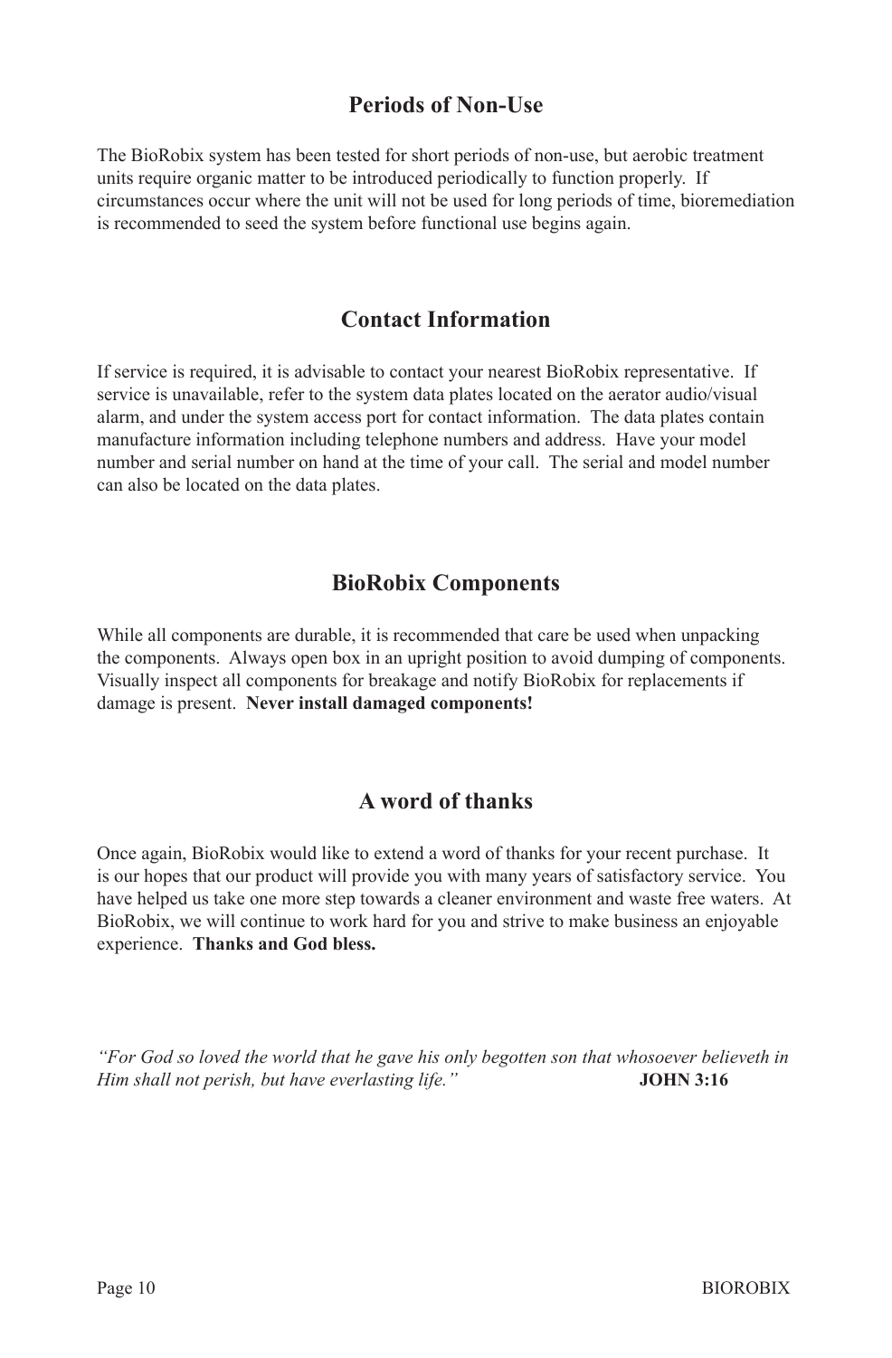## Periods of Non-Use

The BioRobix system has been tested for short periods of non-use, but aerobic treatment units require organic matter to be introduced periodically to function properly. If circumstances occur where the unit will not be used for long periods of time, bioremediation is recommended to seed the system before functional use begins again.

## Contact Information

If service is required, it is advisable to contact your nearest BioRobix representative. If service is unavailable, refer to the system data plates located on the aerator audio/visual alarm, and under the system access port for contact information. The data plates contain manufacture information including telephone numbers and address. Have your model number and serial number on hand at the time of your call. The serial and model number can also be located on the data plates.

## BioRobix Components

While all components are durable, it is recommended that care be used when unpacking the components. Always open box in an upright position to avoid dumping of components. Visually inspect all components for breakage and notify BioRobix for replacements if damage is present. **Never install damaged components!**

## A word of thanks

Once again, BioRobix would like to extend a word of thanks for your recent purchase. It is our hopes that our product will provide you with many years of satisfactory service. You have helped us take one more step towards a cleaner environment and waste free waters. At BioRobix, we will continue to work hard for you and strive to make business an enjoyable experience. **Thanks and God bless.**

*"For God so loved the world that he gave his only begotten son that whosoever believeth in Him shall not perish, but have everlasting life."* **JOHN 3:16**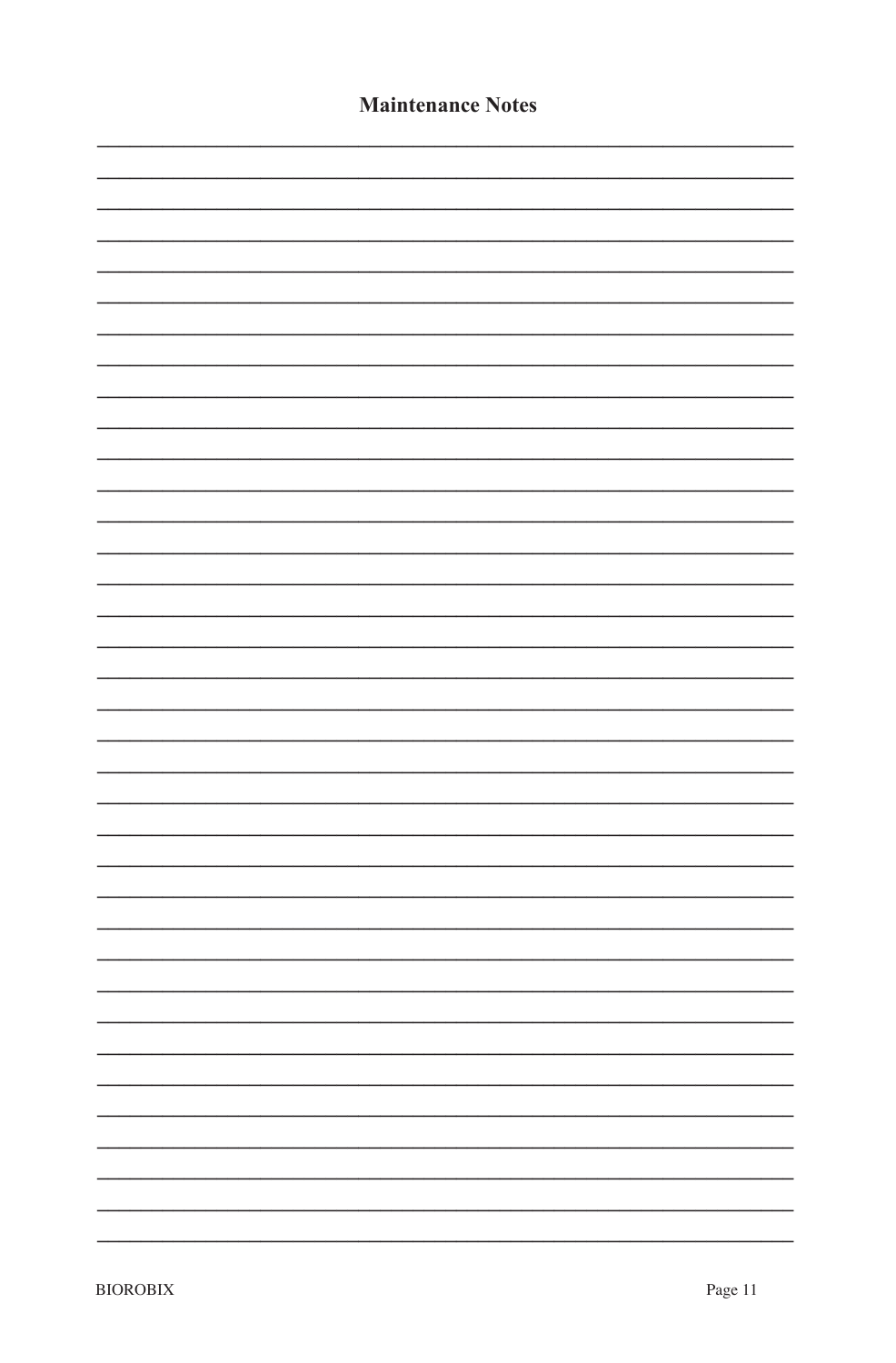## Maintenance Notes